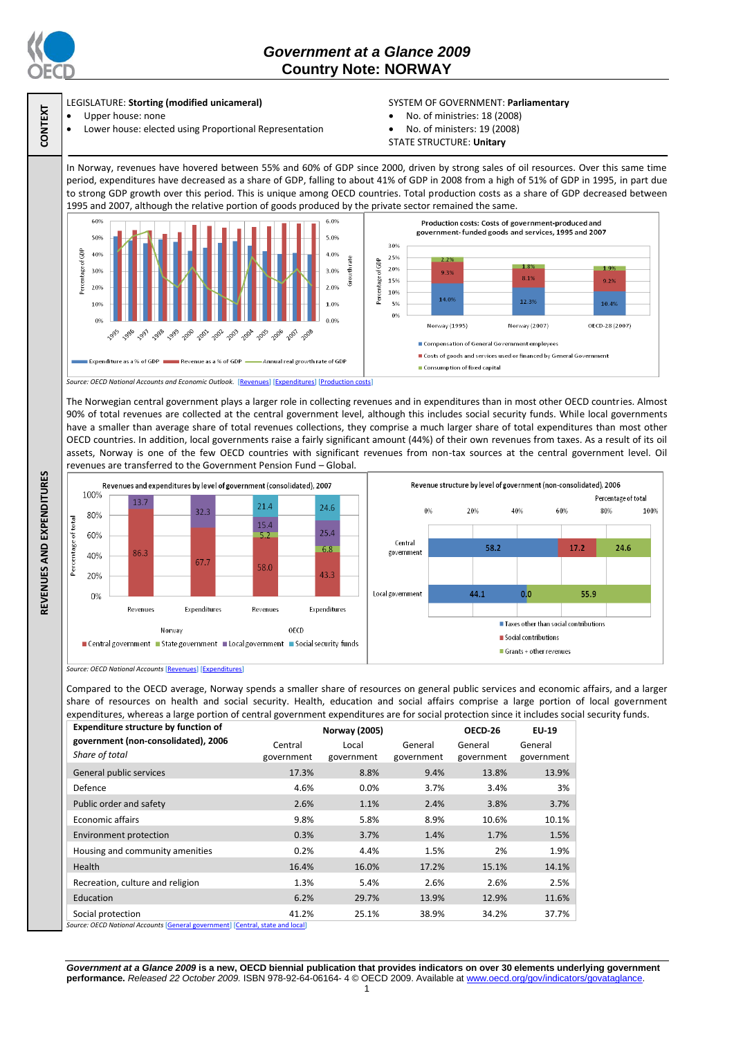# Government at a Glance 2009
## Country Note: NORWAY

**CONTEXT**

LEGISLATURE: **Storting (modified unicameral)**
- Upper house: none
- Lower house: elected using Proportional Representation

SYSTEM OF GOVERNMENT: **Parliamentary**
- No. of ministries: 18 (2008)
- No. of ministers: 19 (2008)

STATE STRUCTURE: **Unitary**

**REVENUES AND EXPENDITURES**

In Norway, revenues have hovered between 55% and 60% of GDP since 2000, driven by strong sales of oil resources. Over this same time period, expenditures have decreased as a share of GDP, falling to about 41% of GDP in 2008 from a high of 51% of GDP in 1995, in part due to strong GDP growth over this period. This is unique among OECD countries. Total production costs as a share of GDP decreased between 1995 and 2007, although the relative portion of goods produced by the private sector remained the same.

*Source: OECD National Accounts and Economic Outlook.* [Revenues] [Expenditures] [Production costs]

The Norwegian central government plays a larger role in collecting revenues and in expenditures than in most other OECD countries. Almost 90% of total revenues are collected at the central government level, although this includes social security funds. While local governments have a smaller than average share of total revenues collections, they comprise a much larger share of total expenditures than most other OECD countries. In addition, local governments raise a fairly significant amount (44%) of their own revenues from taxes. As a result of its oil assets, Norway is one of the few OECD countries with significant revenues from non-tax sources at the central government level. Oil revenues are transferred to the Government Pension Fund – Global.

*Source: OECD National Accounts* [Revenues] [Expenditures]

Compared to the OECD average, Norway spends a smaller share of resources on general public services and economic affairs, and a larger share of resources on health and social security. Health, education and social affairs comprise a large portion of local government expenditures, whereas a large portion of central government expenditures are for social protection since it includes social security funds.

| **Expenditure structure by function of government (non-consolidated), 2006** *Share of total* | Norway (2005) | | | OECD-26 | EU-19 |
|---|---|---|---|---|---|
| | Central government | Local government | General government | General government | General government |
| General public services | 17.3% | 8.8% | 9.4% | 13.8% | 13.9% |
| Defence | 4.6% | 0.0% | 3.7% | 3.4% | 3% |
| Public order and safety | 2.6% | 1.1% | 2.4% | 3.8% | 3.7% |
| Economic affairs | 9.8% | 5.8% | 8.9% | 10.6% | 10.1% |
| Environment protection | 0.3% | 3.7% | 1.4% | 1.7% | 1.5% |
| Housing and community amenities | 0.2% | 4.4% | 1.5% | 2% | 1.9% |
| Health | 16.4% | 16.0% | 17.2% | 15.1% | 14.1% |
| Recreation, culture and religion | 1.3% | 5.4% | 2.6% | 2.6% | 2.5% |
| Education | 6.2% | 29.7% | 13.9% | 12.9% | 11.6% |
| Social protection | 41.2% | 25.1% | 38.9% | 34.2% | 37.7% |

*Source: OECD National Accounts* [General government] [Central, state and local]

***Government at a Glance 2009*** **is a new, OECD biennial publication that provides indicators on over 30 elements underlying government performance.** *Released 22 October 2009.* ISBN 978-92-64-06164- 4 © OECD 2009. Available at www.oecd.org/gov/indicators/govataglance.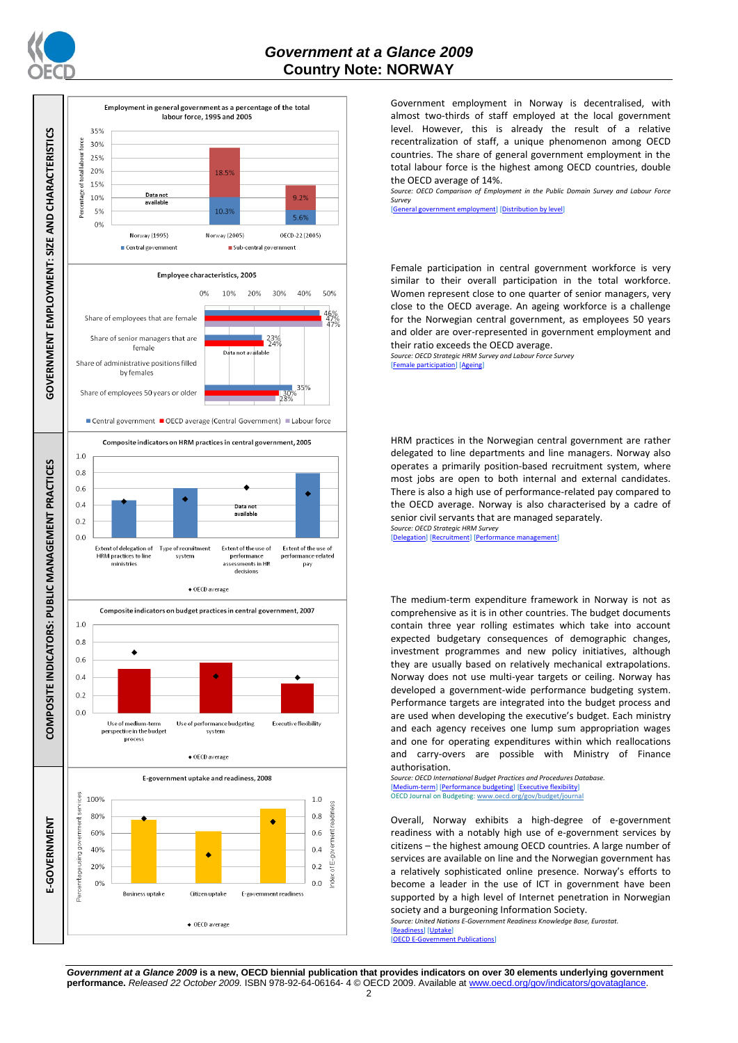# Government at a Glance 2009
## Country Note: NORWAY

## GOVERNMENT EMPLOYMENT: SIZE AND CHARACTERISTICS

**Employment in general government as a percentage of the total labour force, 1995 and 2005**

| | Central government | Sub-central government |
|---|---|---|
| Norway (1995) | Data not available | |
| Norway (2005) | 10.3% | 18.5% |
| OECD-22 (2005) | 5.6% | 9.2% |

Government employment in Norway is decentralised, with almost two-thirds of staff employed at the local government level. However, this is already the result of a relative recentralization of staff, a unique phenomenon among OECD countries. The share of general government employment in the total labour force is the highest among OECD countries, double the OECD average of 14%.

*Source: OECD Comparison of Employment in the Public Domain Survey and Labour Force Survey*
[General government employment] [Distribution by level]

**Employee characteristics, 2005**

| | Central government | OECD average (Central Government) | Labour force |
|---|---|---|---|
| Share of employees that are female | 46% | 47% | 47% |
| Share of senior managers that are female | 23% | 24% | |
| Share of administrative positions filled by females | Data not available | | |
| Share of employees 50 years or older | 35% | 30% | 28% |

Female participation in central government workforce is very similar to their overall participation in the total workforce. Women represent close to one quarter of senior managers, very close to the OECD average. An ageing workforce is a challenge for the Norwegian central government, as employees 50 years and older are over-represented in government employment and their ratio exceeds the OECD average.

*Source: OECD Strategic HRM Survey and Labour Force Survey*
[Female participation] [Ageing]

## COMPOSITE INDICATORS: PUBLIC MANAGEMENT PRACTICES

**Composite indicators on HRM practices in central government, 2005**

Extent of delegation of HRM practices to line ministries; Type of recruitment system; Extent of the use of performance assessments in HR decisions (Data not available); Extent of the use of performance-related pay. ◆ OECD average

HRM practices in the Norwegian central government are rather delegated to line departments and line managers. Norway also operates a primarily position-based recruitment system, where most jobs are open to both internal and external candidates. There is also a high use of performance-related pay compared to the OECD average. Norway is also characterised by a cadre of senior civil servants that are managed separately.

*Source: OECD Strategic HRM Survey*
[Delegation] [Recruitment] [Performance management]

**Composite indicators on budget practices in central government, 2007**

Use of medium-term perspective in the budget process; Use of performance budgeting system; Executive flexibility. ◆ OECD average

The medium-term expenditure framework in Norway is not as comprehensive as it is in other countries. The budget documents contain three year rolling estimates which take into account expected budgetary consequences of demographic changes, investment programmes and new policy initiatives, although they are usually based on relatively mechanical extrapolations. Norway does not use multi-year targets or ceiling. Norway has developed a government-wide performance budgeting system. Performance targets are integrated into the budget process and are used when developing the executive's budget. Each ministry and each agency receives one lump sum appropriation wages and one for operating expenditures within which reallocations and carry-overs are possible with Ministry of Finance authorisation.

*Source: OECD International Budget Practices and Procedures Database.*
[Medium-term] [Performance budgeting] [Executive flexibility]
OECD Journal on Budgeting: www.oecd.org/gov/budget/journal

## E-GOVERNMENT

**E-government uptake and readiness, 2008**

Business uptake; Citizen uptake (Percentage using government services); E-government readiness (Index of E-government readiness). ◆ OECD average

Overall, Norway exhibits a high-degree of e-government readiness with a notably high use of e-government services by citizens – the highest amoung OECD countries. A large number of services are available on line and the Norwegian government has a relatively sophisticated online presence. Norway's efforts to become a leader in the use of ICT in government have been supported by a high level of Internet penetration in Norwegian society and a burgeoning Information Society.

*Source: United Nations E-Government Readiness Knowledge Base, Eurostat.*
[Readiness] [Uptake]
[OECD E-Government Publications]

***Government at a Glance 2009* is a new, OECD biennial publication that provides indicators on over 30 elements underlying government performance.** *Released 22 October 2009.* ISBN 978-92-64-06164- 4 © OECD 2009. Available at www.oecd.org/gov/indicators/govataglance.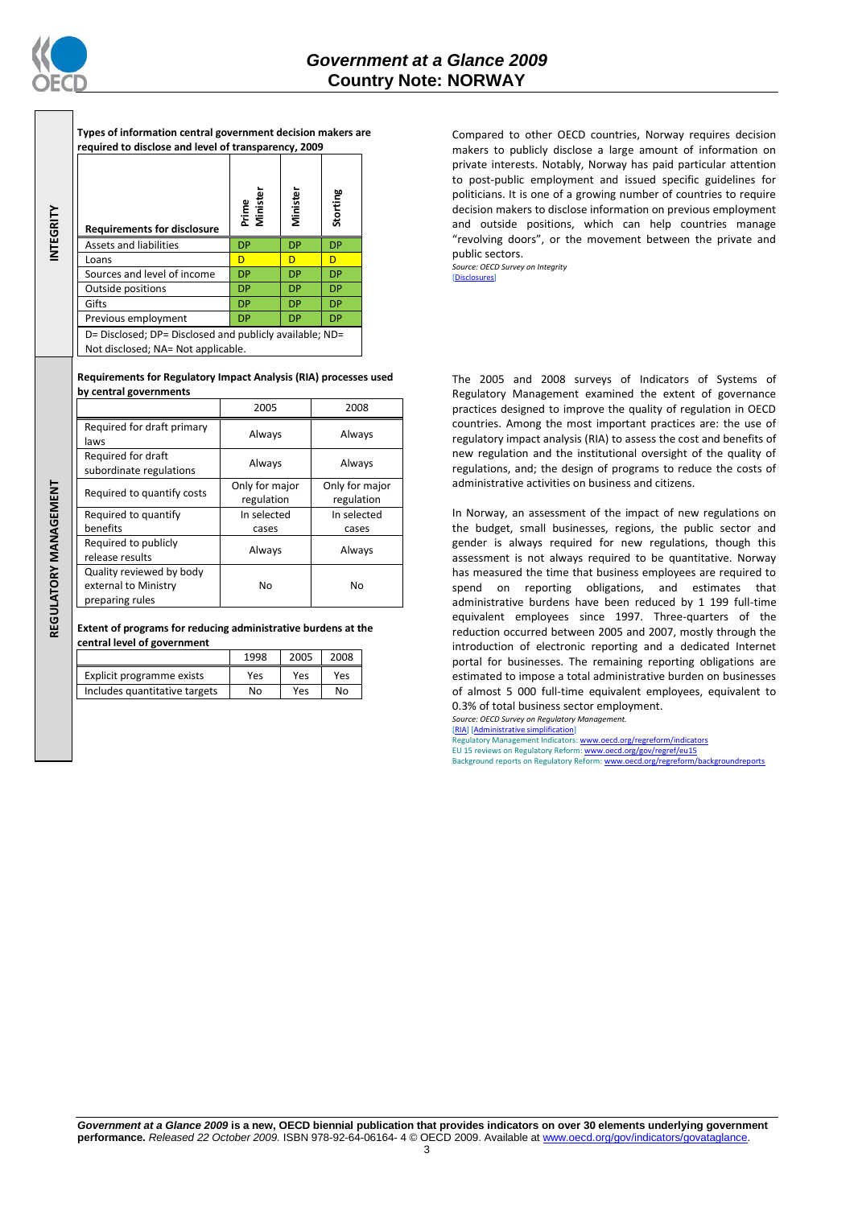## INTEGRITY

**Types of information central government decision makers are required to disclose and level of transparency, 2009**

| Requirements for disclosure | Prime Minister | Minister | Storting |
|---|---|---|---|
| Assets and liabilities | DP | DP | DP |
| Loans | D | D | D |
| Sources and level of income | DP | DP | DP |
| Outside positions | DP | DP | DP |
| Gifts | DP | DP | DP |
| Previous employment | DP | DP | DP |

D= Disclosed; DP= Disclosed and publicly available; ND= Not disclosed; NA= Not applicable.

Compared to other OECD countries, Norway requires decision makers to publicly disclose a large amount of information on private interests. Notably, Norway has paid particular attention to post-public employment and issued specific guidelines for politicians. It is one of a growing number of countries to require decision makers to disclose information on previous employment and outside positions, which can help countries manage "revolving doors", or the movement between the private and public sectors.

*Source: OECD Survey on Integrity*
[Disclosures]

## REGULATORY MANAGEMENT

**Requirements for Regulatory Impact Analysis (RIA) processes used by central governments**

| | 2005 | 2008 |
|---|---|---|
| Required for draft primary laws | Always | Always |
| Required for draft subordinate regulations | Always | Always |
| Required to quantify costs | Only for major regulation | Only for major regulation |
| Required to quantify benefits | In selected cases | In selected cases |
| Required to publicly release results | Always | Always |
| Quality reviewed by body external to Ministry preparing rules | No | No |

**Extent of programs for reducing administrative burdens at the central level of government**

| | 1998 | 2005 | 2008 |
|---|---|---|---|
| Explicit programme exists | Yes | Yes | Yes |
| Includes quantitative targets | No | Yes | No |

The 2005 and 2008 surveys of Indicators of Systems of Regulatory Management examined the extent of governance practices designed to improve the quality of regulation in OECD countries. Among the most important practices are: the use of regulatory impact analysis (RIA) to assess the cost and benefits of new regulation and the institutional oversight of the quality of regulations, and; the design of programs to reduce the costs of administrative activities on business and citizens.

In Norway, an assessment of the impact of new regulations on the budget, small businesses, regions, the public sector and gender is always required for new regulation, though this assessment is not always required to be quantitative. Norway has measured the time that business employees are required to spend on reporting obligations, and estimates that administrative burdens have been reduced by 1 199 full-time equivalent employees since 1997. Three-quarters of the reduction occurred between 2005 and 2007, mostly through the introduction of electronic reporting and a dedicated Internet portal for businesses. The remaining reporting obligations are estimated to impose a total administrative burden on businesses of almost 5 000 full-time equivalent employees, equivalent to 0.3% of total business sector employment.

*Source: OECD Survey on Regulatory Management.*
[RIA] [Administrative simplification]
Regulatory Management Indicators: www.oecd.org/regreform/indicators
EU 15 reviews on Regulatory Reform: www.oecd.org/gov/regref/eu15
Background reports on Regulatory Reform: www.oecd.org/regreform/backgroundreports

***Government at a Glance 2009*** **is a new, OECD biennial publication that provides indicators on over 30 elements underlying government performance.** *Released 22 October 2009.* ISBN 978-92-64-06164- 4 © OECD 2009. Available at www.oecd.org/gov/indicators/govataglance.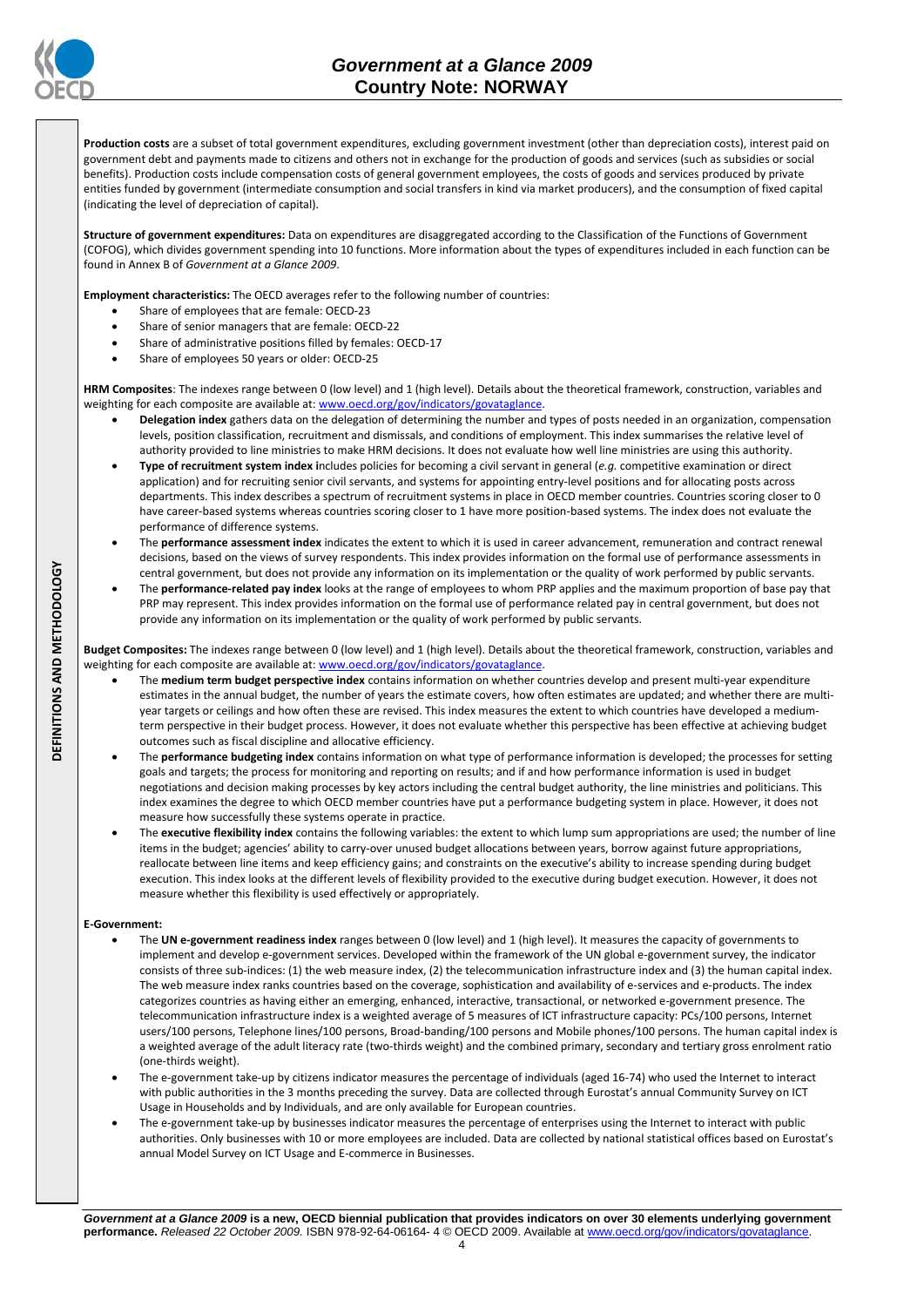**Production costs** are a subset of total government expenditures, excluding government investment (other than depreciation costs), interest paid on government debt and payments made to citizens and others not in exchange for the production of goods and services (such as subsidies or social benefits). Production costs include compensation costs of general government employees, the costs of goods and services produced by private entities funded by government (intermediate consumption and social transfers in kind via market producers), and the consumption of fixed capital (indicating the level of depreciation of capital).

**Structure of government expenditures:** Data on expenditures are disaggregated according to the Classification of the Functions of Government (COFOG), which divides government spending into 10 functions. More information about the types of expenditures included in each function can be found in Annex B of *Government at a Glance 2009*.

**Employment characteristics:** The OECD averages refer to the following number of countries:

- Share of employees that are female: OECD-23
- Share of senior managers that are female: OECD-22
- Share of administrative positions filled by females: OECD-17
- Share of employees 50 years or older: OECD-25

**HRM Composites**: The indexes range between 0 (low level) and 1 (high level). Details about the theoretical framework, construction, variables and weighting for each composite are available at: www.oecd.org/gov/indicators/govataglance.

- **Delegation index** gathers data on the delegation of determining the number and types of posts needed in an organization, compensation levels, position classification, recruitment and dismissals, and conditions of employment. This index summarises the relative level of authority provided to line ministries to make HRM decisions. It does not evaluate how well line ministries are using this authority.
- **Type of recruitment system index i**ncludes policies for becoming a civil servant in general (*e.g.* competitive examination or direct application) and for recruiting senior civil servants, and systems for appointing entry-level positions and for allocating posts across departments. This index describes a spectrum of recruitment systems in place in OECD member countries. Countries scoring closer to 0 have career-based systems whereas countries scoring closer to 1 have more position-based systems. The index does not evaluate the performance of difference systems.
- The **performance assessment index** indicates the extent to which it is used in career advancement, remuneration and contract renewal decisions, based on the views of survey respondents. This index provides information on the formal use of performance assessments in central government, but does not provide any information on its implementation or the quality of work performed by public servants.
- The **performance-related pay index** looks at the range of employees to whom PRP applies and the maximum proportion of base pay that PRP may represent. This index provides information on the formal use of performance related pay in central government, but does not provide any information on its implementation or the quality of work performed by public servants.

**Budget Composites:** The indexes range between 0 (low level) and 1 (high level). Details about the theoretical framework, construction, variables and weighting for each composite are available at: www.oecd.org/gov/indicators/govataglance.

- The **medium term budget perspective index** contains information on whether countries develop and present multi-year expenditure estimates in the annual budget, the number of years the estimate covers, how often estimates are updated; and whether there are multi-year targets or ceilings and how often these are revised. This index measures the extent to which countries have developed a medium-term perspective in their budget process. However, it does not evaluate whether this perspective has been effective at achieving budget outcomes such as fiscal discipline and allocative efficiency.
- The **performance budgeting index** contains information on what type of performance information is developed; the processes for setting goals and targets; the process for monitoring and reporting on results; and if and how performance information is used in budget negotiations and decision making processes by key actors including the central budget authority, the line ministries and politicians. This index examines the degree to which OECD member countries have put a performance budgeting system in place. However, it does not measure how successfully these systems operate in practice.
- The **executive flexibility index** contains the following variables: the extent to which lump sum appropriations are used; the number of line items in the budget; agencies' ability to carry-over unused budget allocations between years, borrow against future appropriations, reallocate between line items and keep efficiency gains; and constraints on the executive's ability to increase spending during budget execution. This index looks at the different levels of flexibility provided to the executive during budget execution. However, it does not measure whether this flexibility is used effectively or appropriately.

**E-Government:**

- The **UN e-government readiness index** ranges between 0 (low level) and 1 (high level). It measures the capacity of governments to implement and develop e-government services. Developed within the framework of the UN global e-government survey, the indicator consists of three sub-indices: (1) the web measure index, (2) the telecommunication infrastructure index and (3) the human capital index. The web measure index ranks countries based on the coverage, sophistication and availability of e-services and e-products. The index categorizes countries as having either an emerging, enhanced, interactive, transactional, or networked e-government presence. The telecommunication infrastructure index is a weighted average of 5 measures of ICT infrastructure capacity: PCs/100 persons, Internet users/100 persons, Telephone lines/100 persons, Broad-banding/100 persons and Mobile phones/100 persons. The human capital index is a weighted average of the adult literacy rate (two-thirds weight) and the combined primary, secondary and tertiary gross enrolment ratio (one-thirds weight).
- The e-government take-up by citizens indicator measures the percentage of individuals (aged 16-74) who used the Internet to interact with public authorities in the 3 months preceding the survey. Data are collected through Eurostat's annual Community Survey on ICT Usage in Households and by Individuals, and are only available for European countries.
- The e-government take-up by businesses indicator measures the percentage of enterprises using the Internet to interact with public authorities. Only businesses with 10 or more employees are included. Data are collected by national statistical offices based on Eurostat's annual Model Survey on ICT Usage and E-commerce in Businesses.